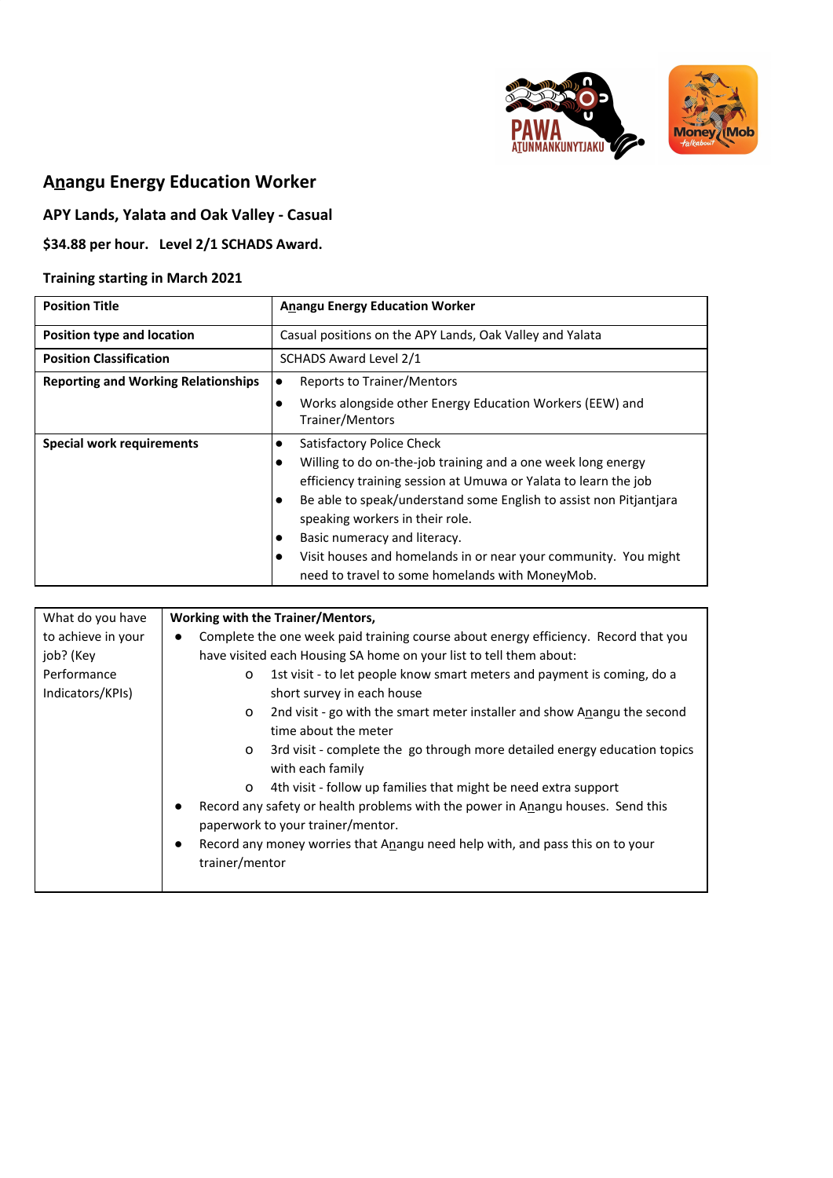# Anangu Energy Education Worker

### APY Lands, Yalata and Oak Valley - Casual

### $34.88 per hour.   Level 2/1 SCHADS Award.

### Training starting in March 2021

| **Position Title** | **Anangu Energy Education Worker** |
|---|---|
| **Position type and location** | Casual positions on the APY Lands, Oak Valley and Yalata |
| **Position Classification** | SCHADS Award Level 2/1 |
| **Reporting and Working Relationships** | • Reports to Trainer/Mentors<br>• Works alongside other Energy Education Workers (EEW) and Trainer/Mentors |
| **Special work requirements** | • Satisfactory Police Check<br>• Willing to do on-the-job training and a one week long energy efficiency training session at Umuwa or Yalata to learn the job<br>• Be able to speak/understand some English to assist non Pitjantjara speaking workers in their role.<br>• Basic numeracy and literacy.<br>• Visit houses and homelands in or near your community. You might need to travel to some homelands with MoneyMob. |

| What do you have to achieve in your job? (Key Performance Indicators/KPIs) | **Working with the Trainer/Mentors,**<br>• Complete the one week paid training course about energy efficiency. Record that you have visited each Housing SA home on your list to tell them about:<br>  o 1st visit - to let people know smart meters and payment is coming, do a short survey in each house<br>  o 2nd visit - go with the smart meter installer and show Anangu the second time about the meter<br>  o 3rd visit - complete the go through more detailed energy education topics with each family<br>  o 4th visit - follow up families that might be need extra support<br>• Record any safety or health problems with the power in Anangu houses. Send this paperwork to your trainer/mentor.<br>• Record any money worries that Anangu need help with, and pass this on to your trainer/mentor |
|---|---|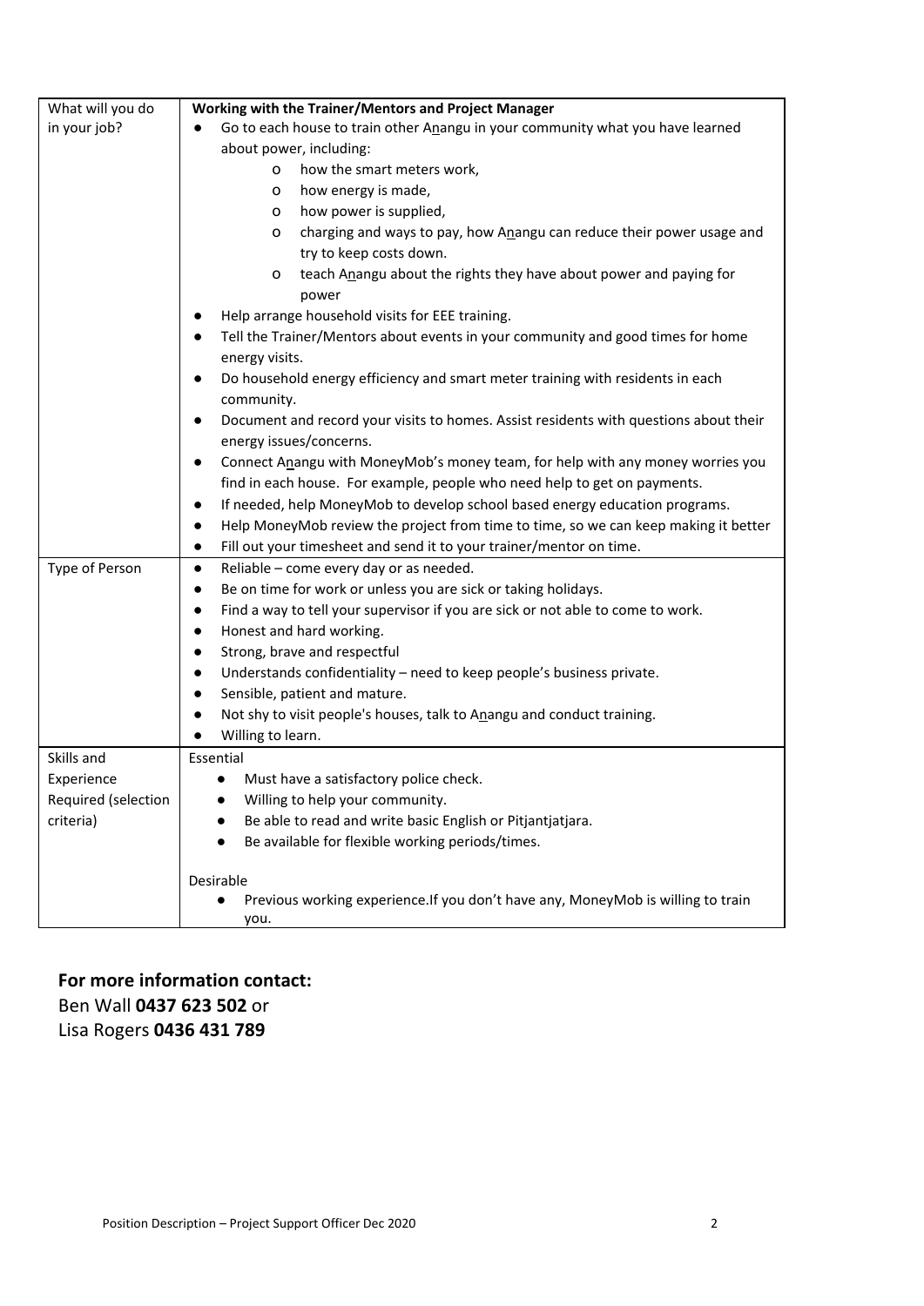| | |
|---|---|
| What will you do in your job? | **Working with the Trainer/Mentors and Project Manager**<br>● Go to each house to train other A<u>n</u>angu in your community what you have learned about power, including:<br>&nbsp;&nbsp;&nbsp;&nbsp;o how the smart meters work,<br>&nbsp;&nbsp;&nbsp;&nbsp;o how energy is made,<br>&nbsp;&nbsp;&nbsp;&nbsp;o how power is supplied,<br>&nbsp;&nbsp;&nbsp;&nbsp;o charging and ways to pay, how A<u>n</u>angu can reduce their power usage and try to keep costs down.<br>&nbsp;&nbsp;&nbsp;&nbsp;o teach A<u>n</u>angu about the rights they have about power and paying for power<br>● Help arrange household visits for EEE training.<br>● Tell the Trainer/Mentors about events in your community and good times for home energy visits.<br>● Do household energy efficiency and smart meter training with residents in each community.<br>● Document and record your visits to homes. Assist residents with questions about their energy issues/concerns.<br>● Connect A<u>n</u>angu with MoneyMob's money team, for help with any money worries you find in each house. For example, people who need help to get on payments.<br>● If needed, help MoneyMob to develop school based energy education programs.<br>● Help MoneyMob review the project from time to time, so we can keep making it better<br>● Fill out your timesheet and send it to your trainer/mentor on time. |
| Type of Person | ● Reliable – come every day or as needed.<br>● Be on time for work or unless you are sick or taking holidays.<br>● Find a way to tell your supervisor if you are sick or not able to come to work.<br>● Honest and hard working.<br>● Strong, brave and respectful<br>● Understands confidentiality – need to keep people's business private.<br>● Sensible, patient and mature.<br>● Not shy to visit people's houses, talk to A<u>n</u>angu and conduct training.<br>● Willing to learn. |
| Skills and Experience Required (selection criteria) | Essential<br>● Must have a satisfactory police check.<br>● Willing to help your community.<br>● Be able to read and write basic English or Pitjantjatjara.<br>● Be available for flexible working periods/times.<br><br>Desirable<br>● Previous working experience.If you don't have any, MoneyMob is willing to train you. |

**For more information contact:**
Ben Wall **0437 623 502** or
Lisa Rogers **0436 431 789**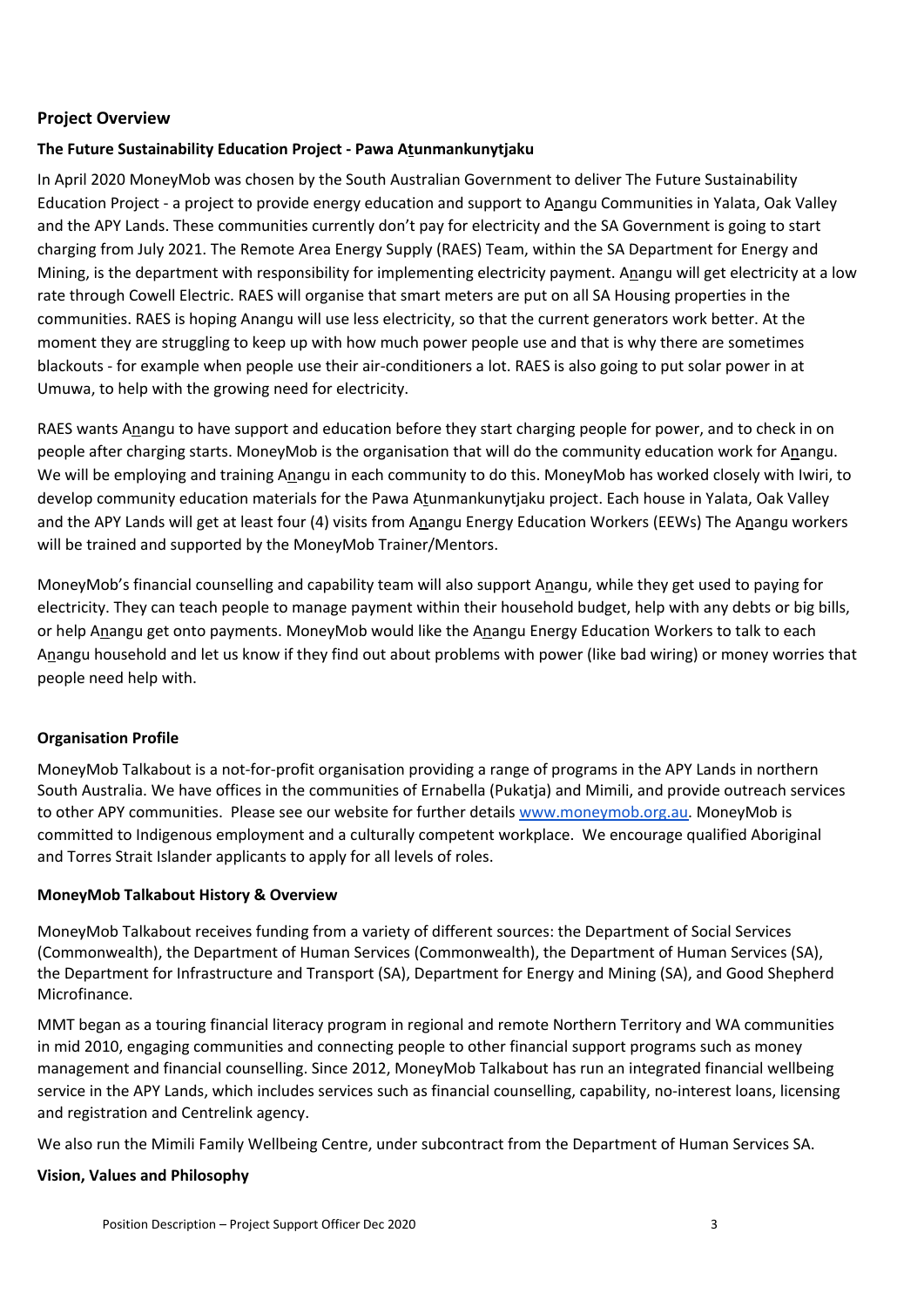## Project Overview

### The Future Sustainability Education Project - Pawa Aṯunmankunytjaku

In April 2020 MoneyMob was chosen by the South Australian Government to deliver The Future Sustainability Education Project - a project to provide energy education and support to Aṉangu Communities in Yalata, Oak Valley and the APY Lands. These communities currently don't pay for electricity and the SA Government is going to start charging from July 2021. The Remote Area Energy Supply (RAES) Team, within the SA Department for Energy and Mining, is the department with responsibility for implementing electricity payment. Aṉangu will get electricity at a low rate through Cowell Electric. RAES will organise that smart meters are put on all SA Housing properties in the communities. RAES is hoping Anangu will use less electricity, so that the current generators work better. At the moment they are struggling to keep up with how much power people use and that is why there are sometimes blackouts - for example when people use their air-conditioners a lot. RAES is also going to put solar power in at Umuwa, to help with the growing need for electricity.

RAES wants Aṉangu to have support and education before they start charging people for power, and to check in on people after charging starts. MoneyMob is the organisation that will do the community education work for Aṉangu. We will be employing and training Aṉangu in each community to do this. MoneyMob has worked closely with Iwiri, to develop community education materials for the Pawa Aṯunmankunytjaku project. Each house in Yalata, Oak Valley and the APY Lands will get at least four (4) visits from Aṉangu Energy Education Workers (EEWs) The Aṉangu workers will be trained and supported by the MoneyMob Trainer/Mentors.

MoneyMob's financial counselling and capability team will also support Aṉangu, while they get used to paying for electricity. They can teach people to manage payment within their household budget, help with any debts or big bills, or help Aṉangu get onto payments. MoneyMob would like the Aṉangu Energy Education Workers to talk to each Aṉangu household and let us know if they find out about problems with power (like bad wiring) or money worries that people need help with.

### Organisation Profile

MoneyMob Talkabout is a not-for-profit organisation providing a range of programs in the APY Lands in northern South Australia. We have offices in the communities of Ernabella (Pukatja) and Mimili, and provide outreach services to other APY communities. Please see our website for further details www.moneymob.org.au. MoneyMob is committed to Indigenous employment and a culturally competent workplace. We encourage qualified Aboriginal and Torres Strait Islander applicants to apply for all levels of roles.

### MoneyMob Talkabout History & Overview

MoneyMob Talkabout receives funding from a variety of different sources: the Department of Social Services (Commonwealth), the Department of Human Services (Commonwealth), the Department of Human Services (SA), the Department for Infrastructure and Transport (SA), Department for Energy and Mining (SA), and Good Shepherd Microfinance.

MMT began as a touring financial literacy program in regional and remote Northern Territory and WA communities in mid 2010, engaging communities and connecting people to other financial support programs such as money management and financial counselling. Since 2012, MoneyMob Talkabout has run an integrated financial wellbeing service in the APY Lands, which includes services such as financial counselling, capability, no-interest loans, licensing and registration and Centrelink agency.

We also run the Mimili Family Wellbeing Centre, under subcontract from the Department of Human Services SA.

### Vision, Values and Philosophy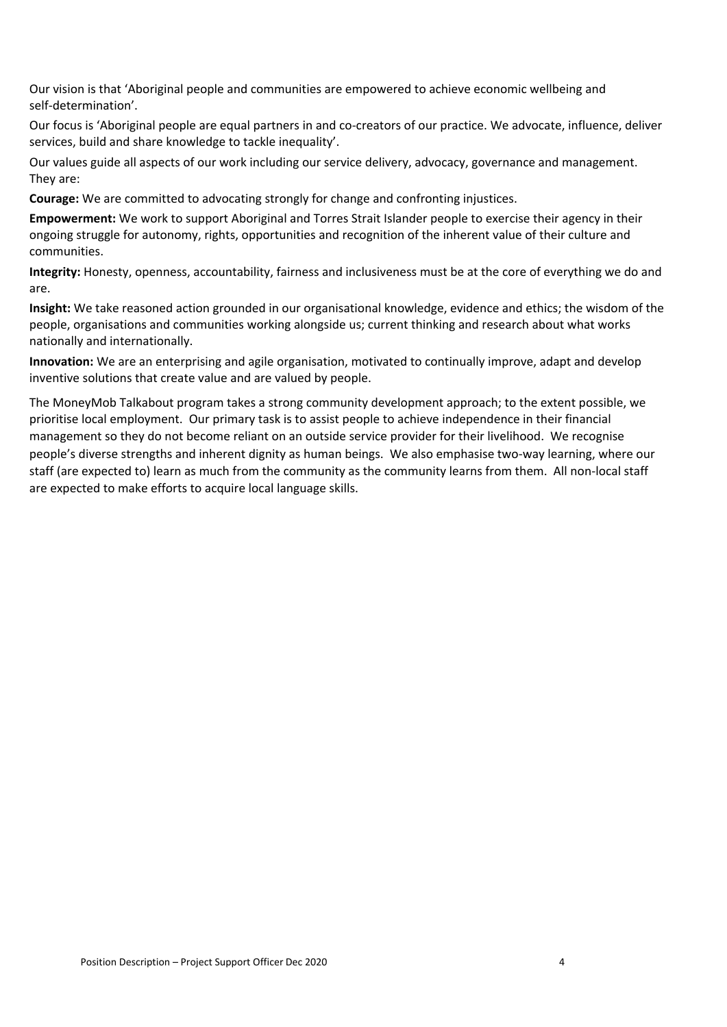Our vision is that 'Aboriginal people and communities are empowered to achieve economic wellbeing and self-determination'.

Our focus is 'Aboriginal people are equal partners in and co-creators of our practice. We advocate, influence, deliver services, build and share knowledge to tackle inequality'.

Our values guide all aspects of our work including our service delivery, advocacy, governance and management. They are:

**Courage:** We are committed to advocating strongly for change and confronting injustices.

**Empowerment:** We work to support Aboriginal and Torres Strait Islander people to exercise their agency in their ongoing struggle for autonomy, rights, opportunities and recognition of the inherent value of their culture and communities.

**Integrity:** Honesty, openness, accountability, fairness and inclusiveness must be at the core of everything we do and are.

**Insight:** We take reasoned action grounded in our organisational knowledge, evidence and ethics; the wisdom of the people, organisations and communities working alongside us; current thinking and research about what works nationally and internationally.

**Innovation:** We are an enterprising and agile organisation, motivated to continually improve, adapt and develop inventive solutions that create value and are valued by people.

The MoneyMob Talkabout program takes a strong community development approach; to the extent possible, we prioritise local employment. Our primary task is to assist people to achieve independence in their financial management so they do not become reliant on an outside service provider for their livelihood. We recognise people's diverse strengths and inherent dignity as human beings. We also emphasise two-way learning, where our staff (are expected to) learn as much from the community as the community learns from them. All non-local staff are expected to make efforts to acquire local language skills.